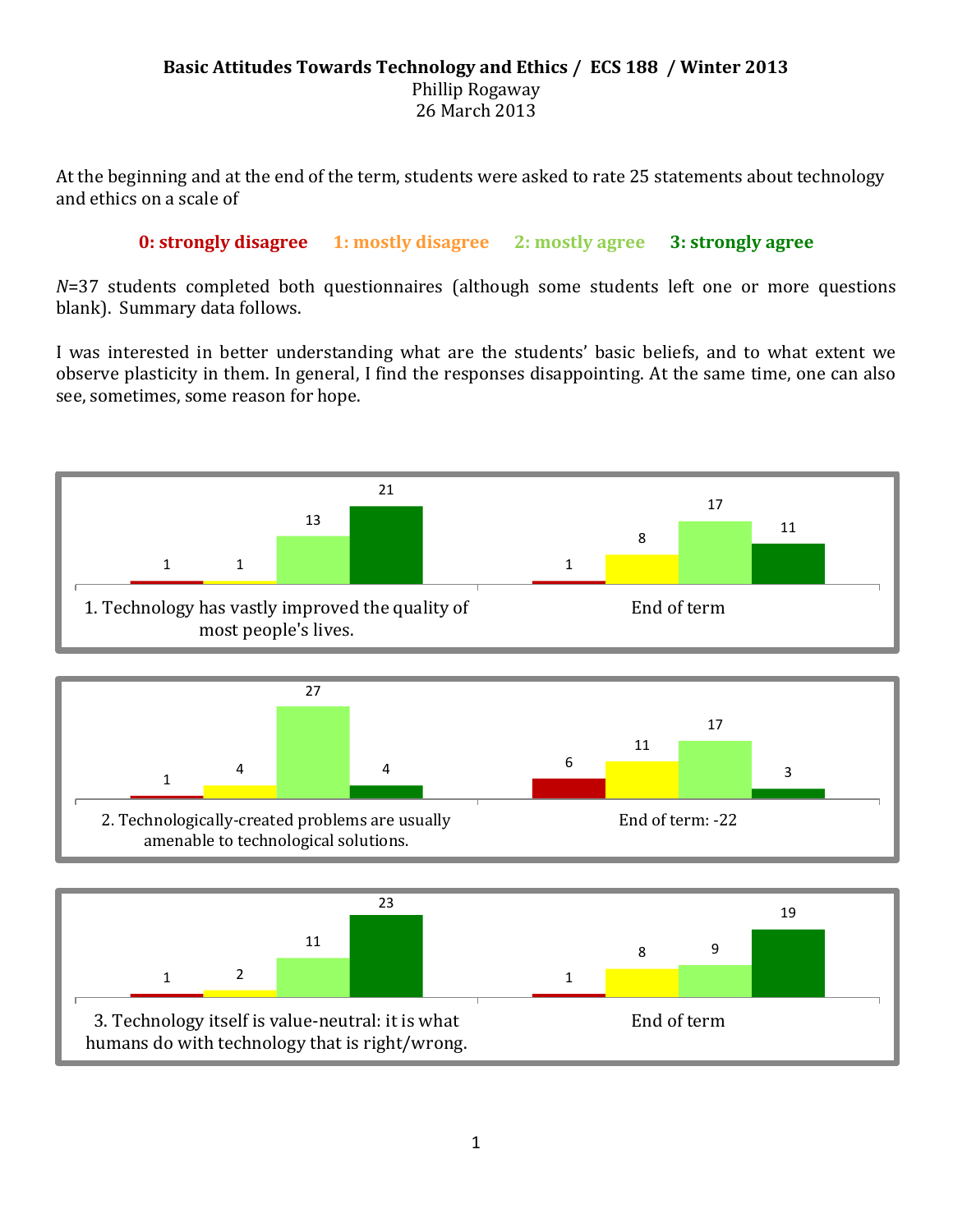**Basic Attitudes Towards Technology and Ethics / ECS 188 / Winter 2013**
Phillip Rogaway
26 March 2013

At the beginning and at the end of the term, students were asked to rate 25 statements about technology and ethics on a scale of

**0: strongly disagree** **1: mostly disagree** **2: mostly agree** **3: strongly agree**

*N*=37 students completed both questionnaires (although some students left one or more questions blank). Summary data follows.

I was interested in better understanding what are the students' basic beliefs, and to what extent we observe plasticity in them. In general, I find the responses disappointing. At the same time, one can also see, sometimes, some reason for hope.

**1. Technology has vastly improved the quality of most people's lives.**

| | 0 | 1 | 2 | 3 |
|---|---|---|---|---|
| Beginning of term | 1 | 1 | 13 | 21 |
| End of term | 1 | 8 | 17 | 11 |

**2. Technologically-created problems are usually amenable to technological solutions.**

| | 0 | 1 | 2 | 3 |
|---|---|---|---|---|
| Beginning of term | 1 | 4 | 27 | 4 |
| End of term: -22 | 6 | 11 | 17 | 3 |

**3. Technology itself is value-neutral: it is what humans do with technology that is right/wrong.**

| | 0 | 1 | 2 | 3 |
|---|---|---|---|---|
| Beginning of term | 1 | 2 | 11 | 23 |
| End of term | 1 | 8 | 9 | 19 |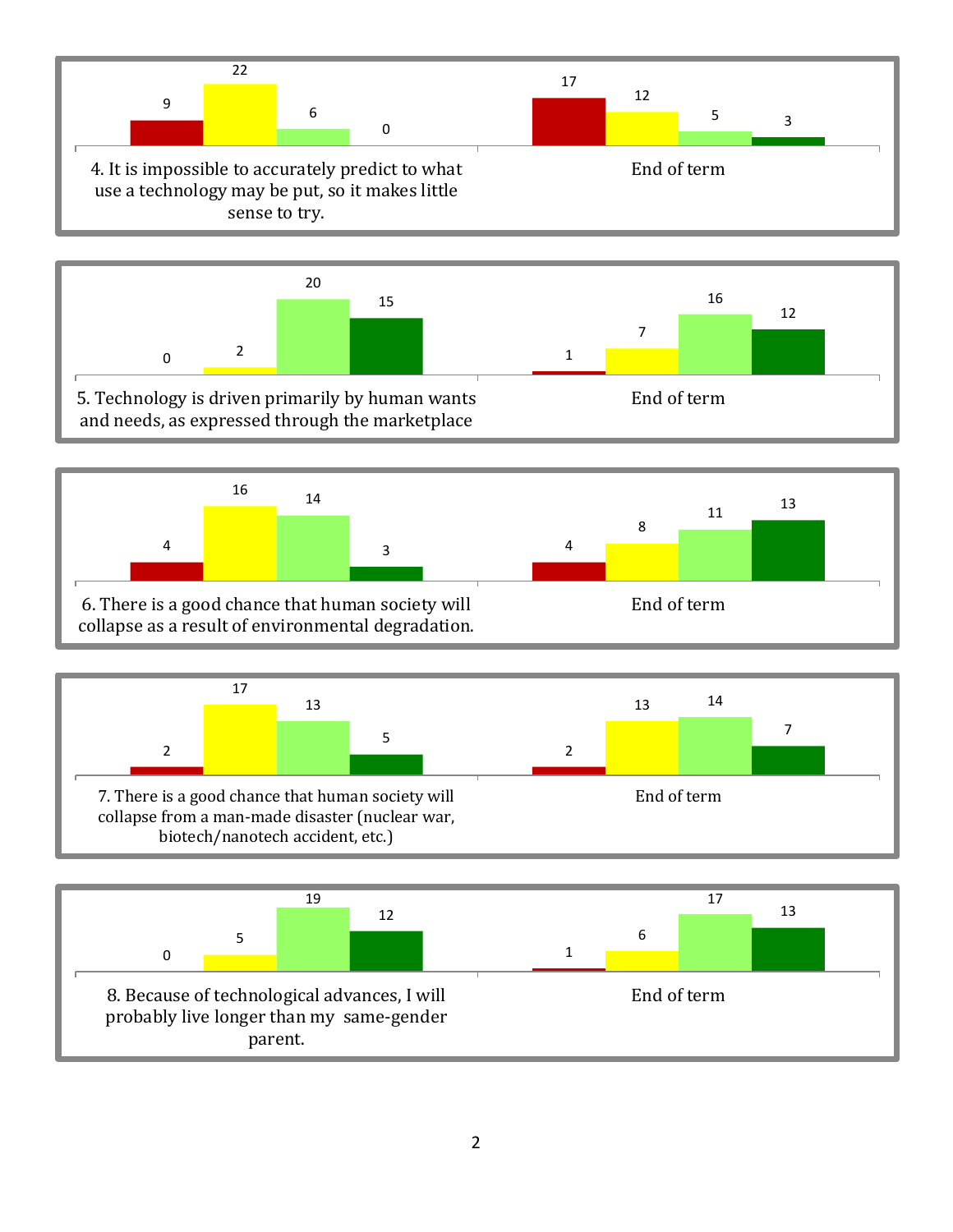| 4. It is impossible to accurately predict to what use a technology may be put, so it makes little sense to try. | | | | |
|---|---|---|---|---|
| | Red | Yellow | Light green | Dark green |
| Start | 9 | 22 | 6 | 0 |
| End of term | 17 | 12 | 5 | 3 |

| 5. Technology is driven primarily by human wants and needs, as expressed through the marketplace | | | | |
|---|---|---|---|---|
| | Red | Yellow | Light green | Dark green |
| Start | 0 | 2 | 20 | 15 |
| End of term | 1 | 7 | 16 | 12 |

| 6. There is a good chance that human society will collapse as a result of environmental degradation. | | | | |
|---|---|---|---|---|
| | Red | Yellow | Light green | Dark green |
| Start | 4 | 16 | 14 | 3 |
| End of term | 4 | 8 | 11 | 13 |

| 7. There is a good chance that human society will collapse from a man-made disaster (nuclear war, biotech/nanotech accident, etc.) | | | | |
|---|---|---|---|---|
| | Red | Yellow | Light green | Dark green |
| Start | 2 | 17 | 13 | 5 |
| End of term | 2 | 13 | 14 | 7 |

| 8. Because of technological advances, I will probably live longer than my same-gender parent. | | | | |
|---|---|---|---|---|
| | Red | Yellow | Light green | Dark green |
| Start | 0 | 5 | 19 | 12 |
| End of term | 1 | 6 | 17 | 13 |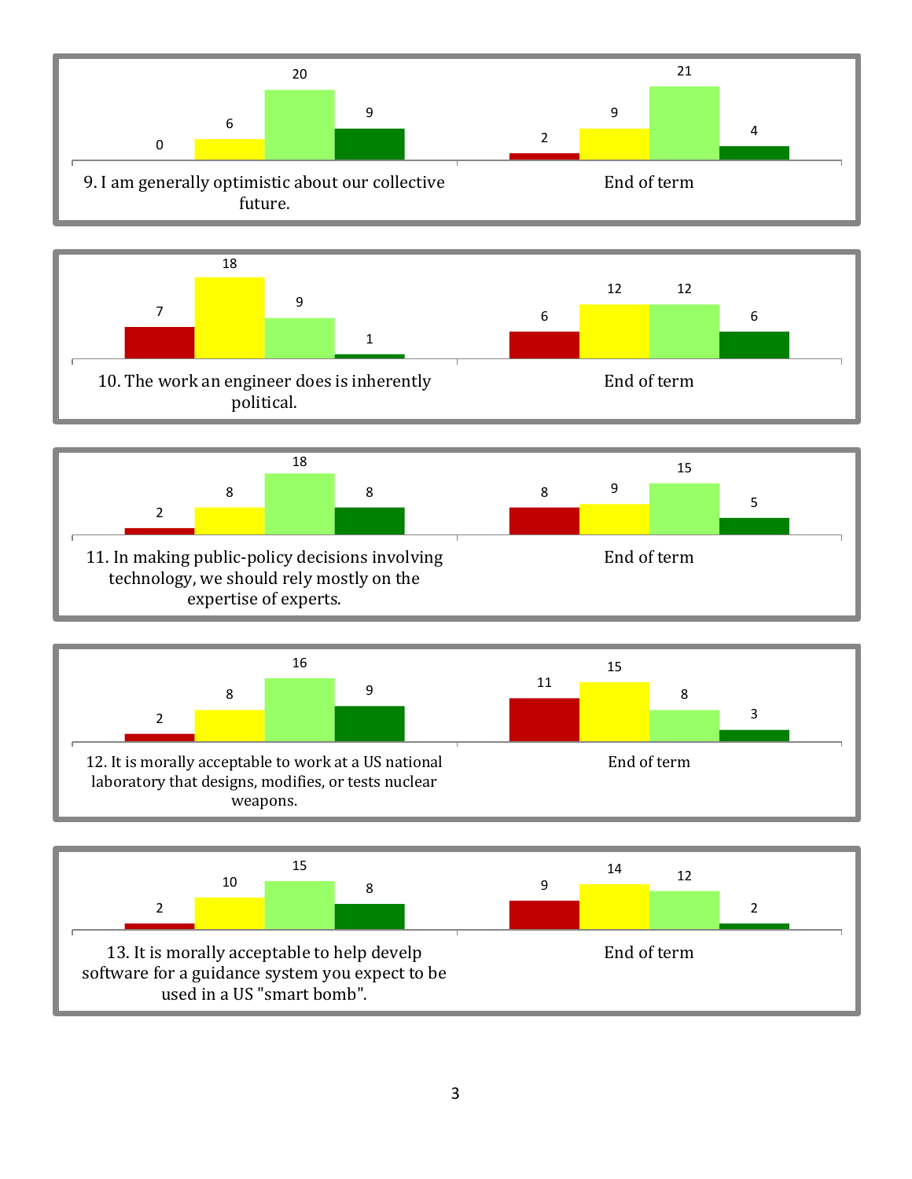| | | | | |
|---|---|---|---|---|
| 9. I am generally optimistic about our collective future. | 0 | 6 | 20 | 9 |
| End of term | 2 | 9 | 21 | 4 |

| | | | | |
|---|---|---|---|---|
| 10. The work an engineer does is inherently political. | 7 | 18 | 9 | 1 |
| End of term | 6 | 12 | 12 | 6 |

| | | | | |
|---|---|---|---|---|
| 11. In making public-policy decisions involving technology, we should rely mostly on the expertise of experts. | 2 | 8 | 18 | 8 |
| End of term | 8 | 9 | 15 | 5 |

| | | | | |
|---|---|---|---|---|
| 12. It is morally acceptable to work at a US national laboratory that designs, modifies, or tests nuclear weapons. | 2 | 8 | 16 | 9 |
| End of term | 11 | 15 | 8 | 3 |

| | | | | |
|---|---|---|---|---|
| 13. It is morally acceptable to help develp software for a guidance system you expect to be used in a US "smart bomb". | 2 | 10 | 15 | 8 |
| End of term | 9 | 14 | 12 | 2 |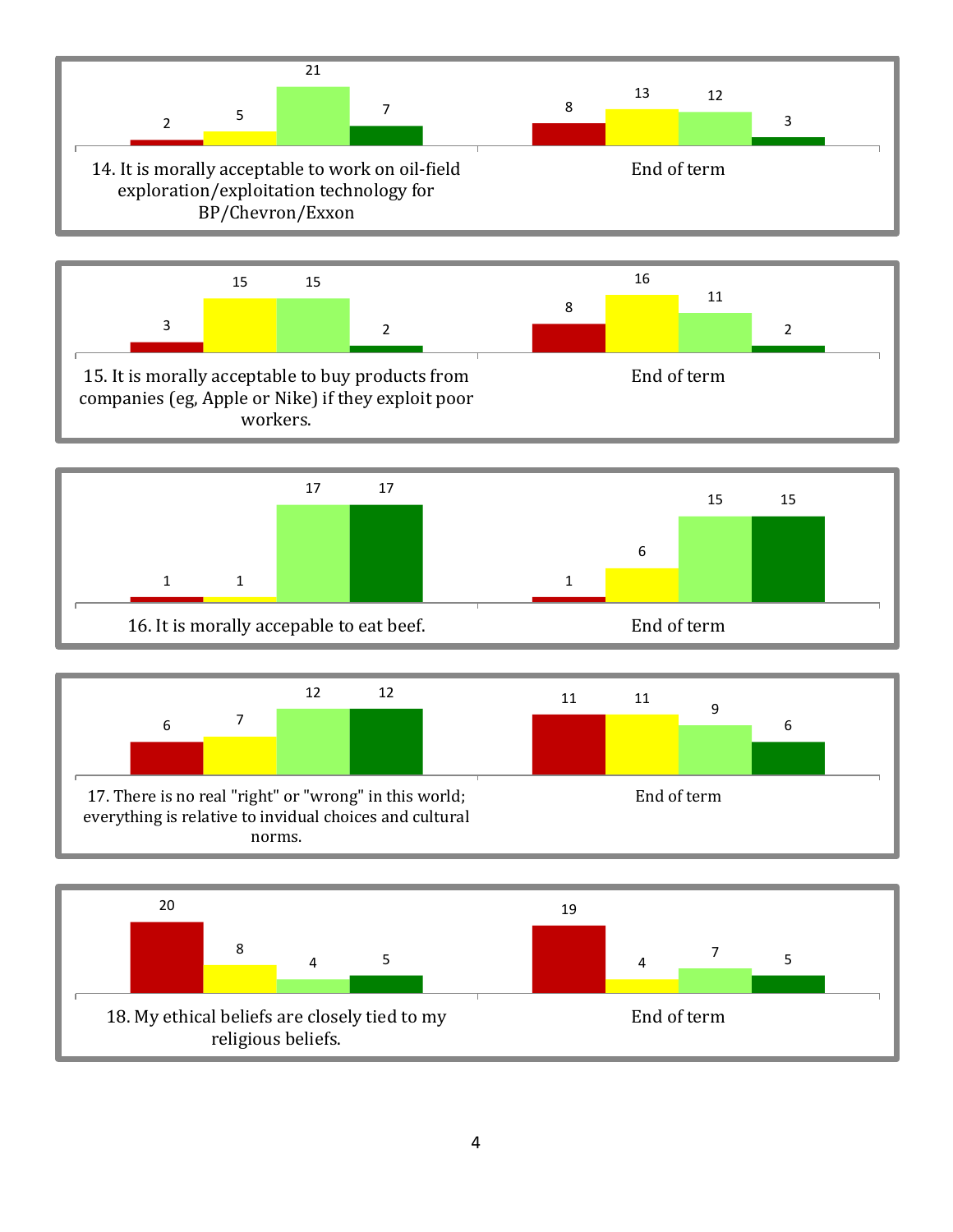| 14. It is morally acceptable to work on oil-field exploration/exploitation technology for BP/Chevron/Exxon | | | | | End of term | | | |
|---|---|---|---|---|---|---|---|---|
| 2 | 5 | 21 | 7 | | 8 | 13 | 12 | 3 |

| 15. It is morally acceptable to buy products from companies (eg, Apple or Nike) if they exploit poor workers. | | | | | End of term | | | |
|---|---|---|---|---|---|---|---|---|
| 3 | 15 | 15 | 2 | | 8 | 16 | 11 | 2 |

| 16. It is morally accepable to eat beef. | | | | | End of term | | | |
|---|---|---|---|---|---|---|---|---|
| 1 | 1 | 17 | 17 | | 1 | 6 | 15 | 15 |

| 17. There is no real "right" or "wrong" in this world; everything is relative to invidual choices and cultural norms. | | | | | End of term | | | |
|---|---|---|---|---|---|---|---|---|
| 6 | 7 | 12 | 12 | | 11 | 11 | 9 | 6 |

| 18. My ethical beliefs are closely tied to my religious beliefs. | | | | | End of term | | | |
|---|---|---|---|---|---|---|---|---|
| 20 | 8 | 4 | 5 | | 19 | 4 | 7 | 5 |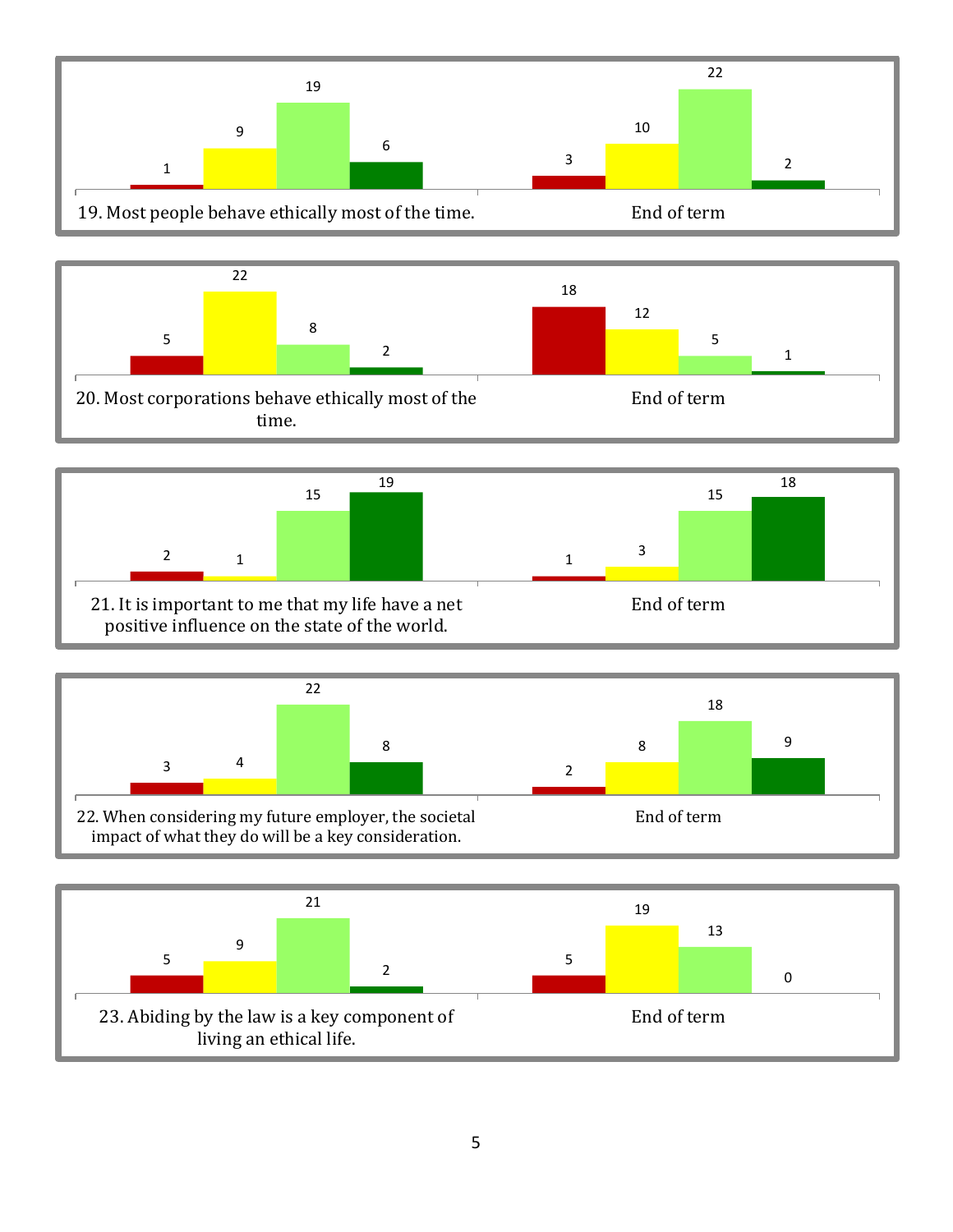19. Most people behave ethically most of the time.

| | Red | Yellow | Light green | Dark green |
|---|---|---|---|---|
| Start | 1 | 9 | 19 | 6 |
| End of term | 3 | 10 | 22 | 2 |

20. Most corporations behave ethically most of the time.

| | Red | Yellow | Light green | Dark green |
|---|---|---|---|---|
| Start | 5 | 22 | 8 | 2 |
| End of term | 18 | 12 | 5 | 1 |

21. It is important to me that my life have a net positive influence on the state of the world.

| | Red | Yellow | Light green | Dark green |
|---|---|---|---|---|
| Start | 2 | 1 | 15 | 19 |
| End of term | 1 | 3 | 15 | 18 |

22. When considering my future employer, the societal impact of what they do will be a key consideration.

| | Red | Yellow | Light green | Dark green |
|---|---|---|---|---|
| Start | 3 | 4 | 22 | 8 |
| End of term | 2 | 8 | 18 | 9 |

23. Abiding by the law is a key component of living an ethical life.

| | Red | Yellow | Light green | Dark green |
|---|---|---|---|---|
| Start | 5 | 9 | 21 | 2 |
| End of term | 5 | 19 | 13 | 0 |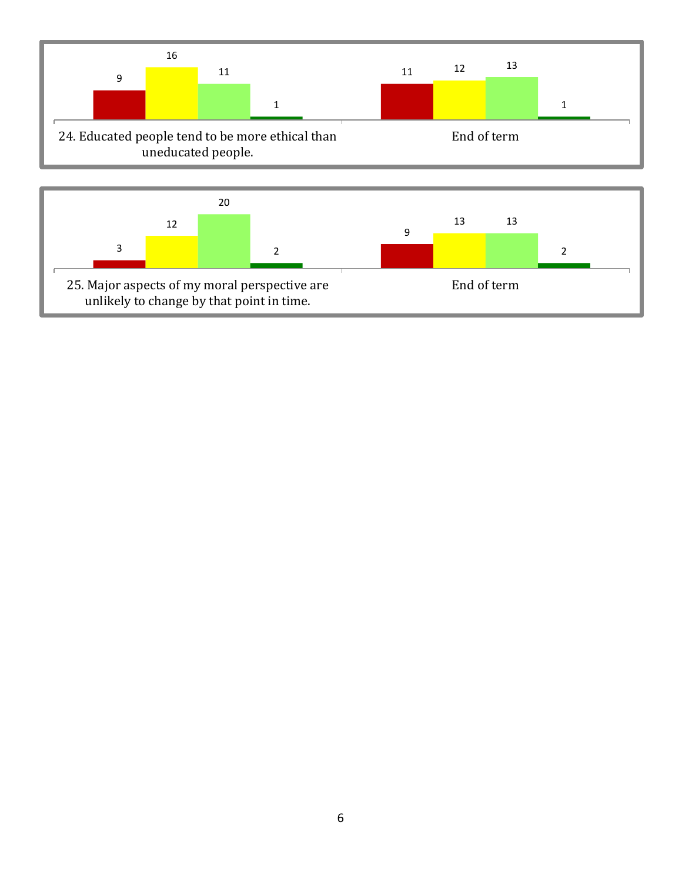9

16

11

1

24. Educated people tend to be more ethical than uneducated people.

11

12

13

1

End of term

3

12

20

2

25. Major aspects of my moral perspective are unlikely to change by that point in time.

9

13

13

2

End of term